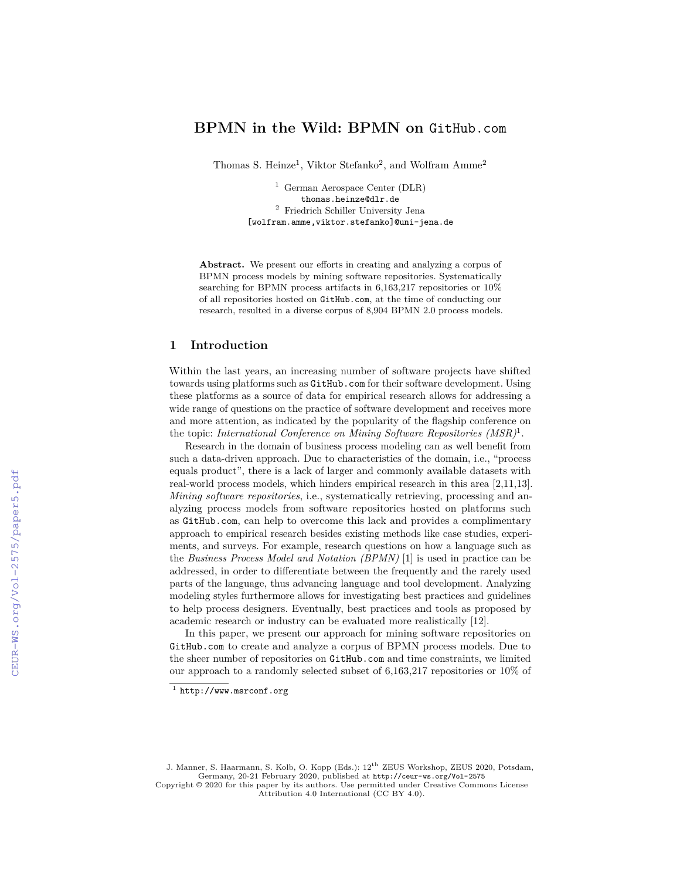# BPMN in the Wild: BPMN on GitHub.com

Thomas S. Heinze[1], Viktor Stefanko[2], and Wolfram Amme[2]

[1] German Aerospace Center (DLR)
thomas.heinze@dlr.de
[2] Friedrich Schiller University Jena
[wolfram.amme,viktor.stefanko]@uni-jena.de

**Abstract.** We present our efforts in creating and analyzing a corpus of BPMN process models by mining software repositories. Systematically searching for BPMN process artifacts in 6,163,217 repositories or 10% of all repositories hosted on GitHub.com, at the time of conducting our research, resulted in a diverse corpus of 8,904 BPMN 2.0 process models.

## 1 Introduction

Within the last years, an increasing number of software projects have shifted towards using platforms such as GitHub.com for their software development. Using these platforms as a source of data for empirical research allows for addressing a wide range of questions on the practice of software development and receives more and more attention, as indicated by the popularity of the flagship conference on the topic: *International Conference on Mining Software Repositories (MSR)*[1].

Research in the domain of business process modeling can as well benefit from such a data-driven approach. Due to characteristics of the domain, i.e., "process equals product", there is a lack of larger and commonly available datasets with real-world process models, which hinders empirical research in this area [2,11,13]. *Mining software repositories*, i.e., systematically retrieving, processing and analyzing process models from software repositories hosted on platforms such as GitHub.com, can help to overcome this lack and provides a complimentary approach to empirical research besides existing methods like case studies, experiments, and surveys. For example, research questions on how a language such as the *Business Process Model and Notation (BPMN)* [1] is used in practice can be addressed, in order to differentiate between the frequently and the rarely used parts of the language, thus advancing language and tool development. Analyzing modeling styles furthermore allows for investigating best practices and guidelines to help process designers. Eventually, best practices and tools as proposed by academic research or industry can be evaluated more realistically [12].

In this paper, we present our approach for mining software repositories on GitHub.com to create and analyze a corpus of BPMN process models. Due to the sheer number of repositories on GitHub.com and time constraints, we limited our approach to a randomly selected subset of 6,163,217 repositories or 10% of

[1] http://www.msrconf.org

J. Manner, S. Haarmann, S. Kolb, O. Kopp (Eds.): 12th ZEUS Workshop, ZEUS 2020, Potsdam, Germany, 20-21 February 2020, published at http://ceur-ws.org/Vol-2575
Copyright © 2020 for this paper by its authors. Use permitted under Creative Commons License Attribution 4.0 International (CC BY 4.0).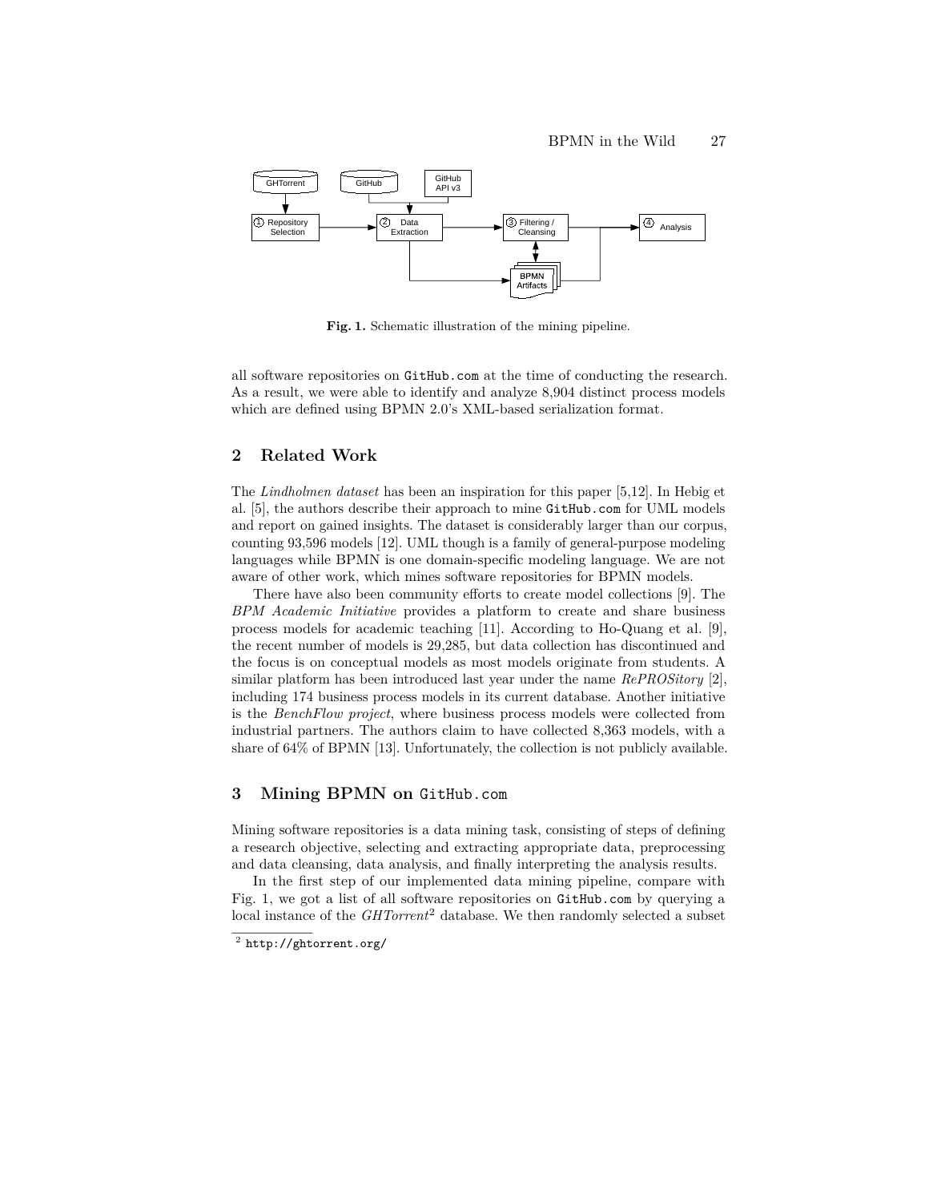Fig. 1. Schematic illustration of the mining pipeline.

all software repositories on GitHub.com at the time of conducting the research. As a result, we were able to identify and analyze 8,904 distinct process models which are defined using BPMN 2.0's XML-based serialization format.

## 2 Related Work

The *Lindholmen dataset* has been an inspiration for this paper [5,12]. In Hebig et al. [5], the authors describe their approach to mine GitHub.com for UML models and report on gained insights. The dataset is considerably larger than our corpus, counting 93,596 models [12]. UML though is a family of general-purpose modeling languages while BPMN is one domain-specific modeling language. We are not aware of other work, which mines software repositories for BPMN models.

There have also been community efforts to create model collections [9]. The *BPM Academic Initiative* provides a platform to create and share business process models for academic teaching [11]. According to Ho-Quang et al. [9], the recent number of models is 29,285, but data collection has discontinued and the focus is on conceptual models as most models originate from students. A similar platform has been introduced last year under the name *RePROSitory* [2], including 174 business process models in its current database. Another initiative is the *BenchFlow project*, where business process models were collected from industrial partners. The authors claim to have collected 8,363 models, with a share of 64% of BPMN [13]. Unfortunately, the collection is not publicly available.

## 3 Mining BPMN on GitHub.com

Mining software repositories is a data mining task, consisting of steps of defining a research objective, selecting and extracting appropriate data, preprocessing and data cleansing, data analysis, and finally interpreting the analysis results.

In the first step of our implemented data mining pipeline, compare with Fig. 1, we got a list of all software repositories on GitHub.com by querying a local instance of the *GHTorrent*[2] database. We then randomly selected a subset

[2] http://ghtorrent.org/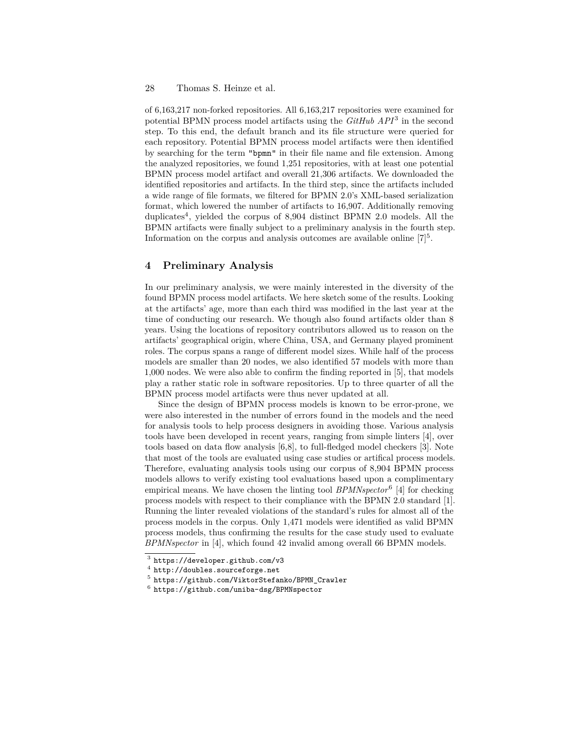of 6,163,217 non-forked repositories. All 6,163,217 repositories were examined for potential BPMN process model artifacts using the *GitHub API*[3] in the second step. To this end, the default branch and its file structure were queried for each repository. Potential BPMN process model artifacts were then identified by searching for the term `"bpmn"` in their file name and file extension. Among the analyzed repositories, we found 1,251 repositories, with at least one potential BPMN process model artifact and overall 21,306 artifacts. We downloaded the identified repositories and artifacts. In the third step, since the artifacts included a wide range of file formats, we filtered for BPMN 2.0's XML-based serialization format, which lowered the number of artifacts to 16,907. Additionally removing duplicates[4], yielded the corpus of 8,904 distinct BPMN 2.0 models. All the BPMN artifacts were finally subject to a preliminary analysis in the fourth step. Information on the corpus and analysis outcomes are available online [7][5].

## 4 Preliminary Analysis

In our preliminary analysis, we were mainly interested in the diversity of the found BPMN process model artifacts. We here sketch some of the results. Looking at the artifacts' age, more than each third was modified in the last year at the time of conducting our research. We though also found artifacts older than 8 years. Using the locations of repository contributors allowed us to reason on the artifacts' geographical origin, where China, USA, and Germany played prominent roles. The corpus spans a range of different model sizes. While half of the process models are smaller than 20 nodes, we also identified 57 models with more than 1,000 nodes. We were also able to confirm the finding reported in [5], that models play a rather static role in software repositories. Up to three quarter of all the BPMN process model artifacts were thus never updated at all.

Since the design of BPMN process models is known to be error-prone, we were also interested in the number of errors found in the models and the need for analysis tools to help process designers in avoiding those. Various analysis tools have been developed in recent years, ranging from simple linters [4], over tools based on data flow analysis [6,8], to full-fledged model checkers [3]. Note that most of the tools are evaluated using case studies or artifical process models. Therefore, evaluating analysis tools using our corpus of 8,904 BPMN process models allows to verify existing tool evaluations based upon a complimentary empirical means. We have chosen the linting tool *BPMNspector*[6] [4] for checking process models with respect to their compliance with the BPMN 2.0 standard [1]. Running the linter revealed violations of the standard's rules for almost all of the process models in the corpus. Only 1,471 models were identified as valid BPMN process models, thus confirming the results for the case study used to evaluate *BPMNspector* in [4], which found 42 invalid among overall 66 BPMN models.

---

[3] `https://developer.github.com/v3`

[4] `http://doubles.sourceforge.net`

[5] `https://github.com/ViktorStefanko/BPMN_Crawler`

[6] `https://github.com/uniba-dsg/BPMNspector`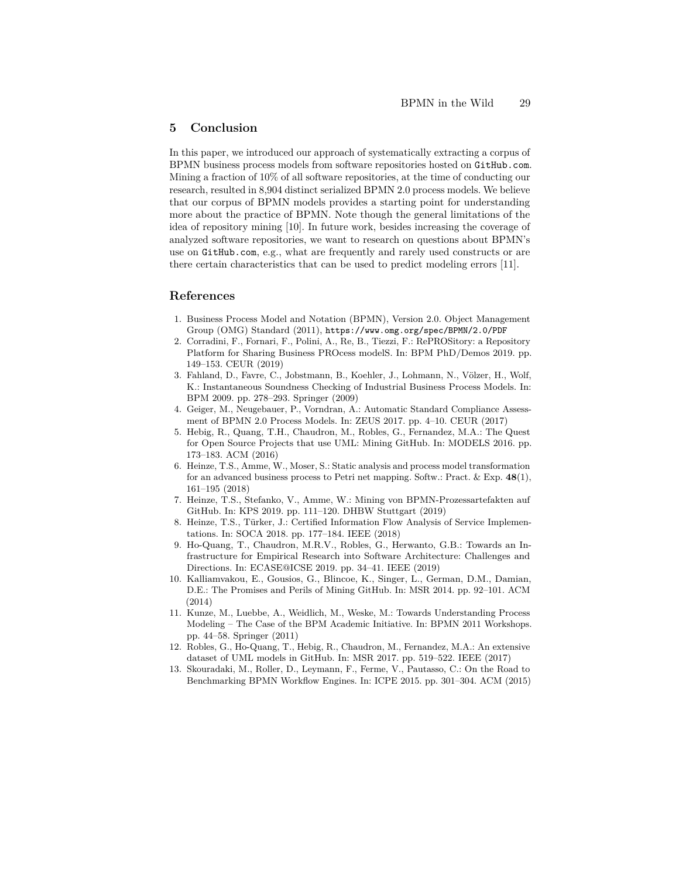## 5 Conclusion

In this paper, we introduced our approach of systematically extracting a corpus of BPMN business process models from software repositories hosted on `GitHub.com`. Mining a fraction of 10% of all software repositories, at the time of conducting our research, resulted in 8,904 distinct serialized BPMN 2.0 process models. We believe that our corpus of BPMN models provides a starting point for understanding more about the practice of BPMN. Note though the general limitations of the idea of repository mining [10]. In future work, besides increasing the coverage of analyzed software repositories, we want to research on questions about BPMN's use on `GitHub.com`, e.g., what are frequently and rarely used constructs or are there certain characteristics that can be used to predict modeling errors [11].

## References

1. Business Process Model and Notation (BPMN), Version 2.0. Object Management Group (OMG) Standard (2011), `https://www.omg.org/spec/BPMN/2.0/PDF`
2. Corradini, F., Fornari, F., Polini, A., Re, B., Tiezzi, F.: RePROSitory: a Repository Platform for Sharing Business PROcess modelS. In: BPM PhD/Demos 2019. pp. 149–153. CEUR (2019)
3. Fahland, D., Favre, C., Jobstmann, B., Koehler, J., Lohmann, N., Völzer, H., Wolf, K.: Instantaneous Soundness Checking of Industrial Business Process Models. In: BPM 2009. pp. 278–293. Springer (2009)
4. Geiger, M., Neugebauer, P., Vorndran, A.: Automatic Standard Compliance Assessment of BPMN 2.0 Process Models. In: ZEUS 2017. pp. 4–10. CEUR (2017)
5. Hebig, R., Quang, T.H., Chaudron, M., Robles, G., Fernandez, M.A.: The Quest for Open Source Projects that use UML: Mining GitHub. In: MODELS 2016. pp. 173–183. ACM (2016)
6. Heinze, T.S., Amme, W., Moser, S.: Static analysis and process model transformation for an advanced business process to Petri net mapping. Softw.: Pract. & Exp. **48**(1), 161–195 (2018)
7. Heinze, T.S., Stefanko, V., Amme, W.: Mining von BPMN-Prozessartefakten auf GitHub. In: KPS 2019. pp. 111–120. DHBW Stuttgart (2019)
8. Heinze, T.S., Türker, J.: Certified Information Flow Analysis of Service Implementations. In: SOCA 2018. pp. 177–184. IEEE (2018)
9. Ho-Quang, T., Chaudron, M.R.V., Robles, G., Herwanto, G.B.: Towards an Infrastructure for Empirical Research into Software Architecture: Challenges and Directions. In: ECASE@ICSE 2019. pp. 34–41. IEEE (2019)
10. Kalliamvakou, E., Gousios, G., Blincoe, K., Singer, L., German, D.M., Damian, D.E.: The Promises and Perils of Mining GitHub. In: MSR 2014. pp. 92–101. ACM (2014)
11. Kunze, M., Luebbe, A., Weidlich, M., Weske, M.: Towards Understanding Process Modeling – The Case of the BPM Academic Initiative. In: BPMN 2011 Workshops. pp. 44–58. Springer (2011)
12. Robles, G., Ho-Quang, T., Hebig, R., Chaudron, M., Fernandez, M.A.: An extensive dataset of UML models in GitHub. In: MSR 2017. pp. 519–522. IEEE (2017)
13. Skouradaki, M., Roller, D., Leymann, F., Ferme, V., Pautasso, C.: On the Road to Benchmarking BPMN Workflow Engines. In: ICPE 2015. pp. 301–304. ACM (2015)